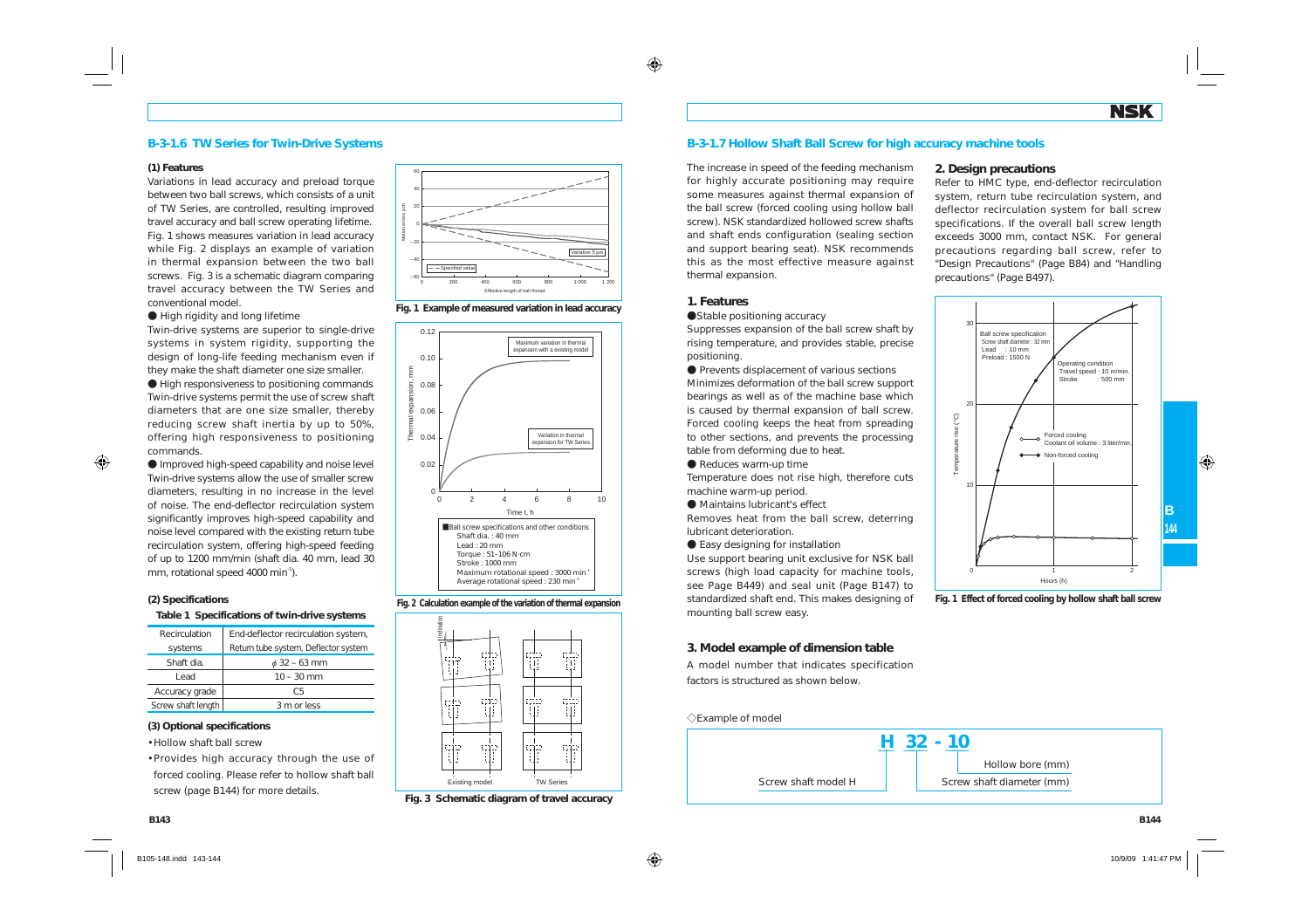## B-3-1.6 TW Series for Twin-Drive Systems

### (1) Features

Variations in lead accuracy and preload torque between two ball screws, which consists of a unit of TW Series, are controlled, resulting improved travel accuracy and ball screw operating lifetime. Fig. 1 shows measures variation in lead accuracy while Fig. 2 displays an example of variation in thermal expansion between the two ball screws. Fig. 3 is a schematic diagram comparing travel accuracy between the TW Series and conventional model.

● High rigidity and long lifetime

Twin-drive systems are superior to single-drive systems in system rigidity, supporting the design of long-life feeding mechanism even if they make the shaft diameter one size smaller.

● High responsiveness to positioning commands

Twin-drive systems permit the use of screw shaft diameters that are one size smaller, thereby reducing screw shaft inertia by up to 50%, offering high responsiveness to positioning commands.

● Improved high-speed capability and noise level

Twin-drive systems allow the use of smaller screw diameters, resulting in no increase in the level of noise. The end-deflector recirculation system significantly improves high-speed capability and noise level compared with the existing return tube recirculation system, offering high-speed feeding of up to 1200 mm/min (shaft dia. 40 mm, lead 30 mm, rotational speed 4000 min$^{-1}$).

Fig. 1 Example of measured variation in lead accuracy

Fig. 2 Calculation example of the variation of thermal expansion

Fig. 3 Schematic diagram of travel accuracy

### (2) Specifications

**Table 1 Specifications of twin-drive systems**

| Recirculation systems | End-deflector recirculation system, Return tube system, Deflector system |
|---|---|
| Shaft dia. | $\phi$ 32 – 63 mm |
| Lead | 10 – 30 mm |
| Accuracy grade | C5 |
| Screw shaft length | 3 m or less |

### (3) Optional specifications

- Hollow shaft ball screw
- Provides high accuracy through the use of forced cooling. Please refer to hollow shaft ball screw (page B144) for more details.

## B-3-1.7 Hollow Shaft Ball Screw for high accuracy machine tools

The increase in speed of the feeding mechanism for highly accurate positioning may require some measures against thermal expansion of the ball screw (forced cooling using hollow ball screw). NSK standardized hollowed screw shafts and shaft ends configuration (sealing section and support bearing seat). NSK recommends this as the most effective measure against thermal expansion.

### 1. Features

●Stable positioning accuracy

Suppresses expansion of the ball screw shaft by rising temperature, and provides stable, precise positioning.

● Prevents displacement of various sections

Minimizes deformation of the ball screw support bearings as well as of the machine base which is caused by thermal expansion of ball screw. Forced cooling keeps the heat from spreading to other sections, and prevents the processing table from deforming due to heat.

● Reduces warm-up time

Temperature does not rise high, therefore cuts machine warm-up period.

● Maintains lubricant's effect

Removes heat from the ball screw, deterring lubricant deterioration.

● Easy designing for installation

Use support bearing unit exclusive for NSK ball screws (high load capacity for machine tools, see Page B449) and seal unit (Page B147) to standardized shaft end. This makes designing of mounting ball screw easy.

### 2. Design precautions

Refer to HMC type, end-deflector recirculation system, return tube recirculation system, and deflector recirculation system for ball screw specifications. If the overall ball screw length exceeds 3000 mm, contact NSK. For general precautions regarding ball screw, refer to "Design Precautions" (Page B84) and "Handling precautions" (Page B497).

Fig. 1 Effect of forced cooling by hollow shaft ball screw

### 3. Model example of dimension table

A model number that indicates specification factors is structured as shown below.

◇Example of model

**H 32 - 10**

- H: Screw shaft model H
- 32: Screw shaft diameter (mm)
- 10: Hollow bore (mm)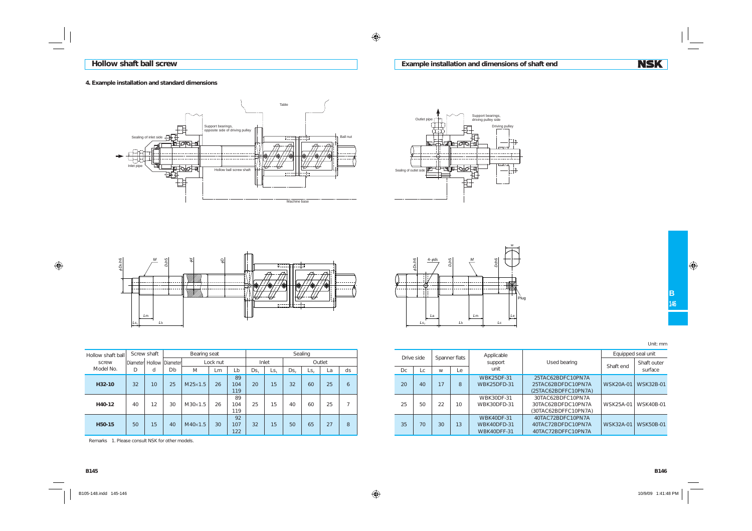## Hollow shaft ball screw

## Example installation and dimensions of shaft end

### 4. Example installation and standard dimensions

| Hollow shaft ball screw Model No. | Screw shaft | | Bearing seat | | | | Sealing | | | | | |
|---|---|---|---|---|---|---|---|---|---|---|---|---|
| | Diameter | Hollow | Diameter | Lock nut | | | Inlet | | Outlet | | | |
| | D | d | Db | M | Lm | Lb | $Ds_1$ | $Ls_1$ | $Ds_2$ | $Ls_2$ | La | ds |
| **H32-10** | 32 | 10 | 25 | M25×1.5 | 26 | 89<br>104<br>119 | 20 | 15 | 32 | 60 | 25 | 6 |
| **H40-12** | 40 | 12 | 30 | M30×1.5 | 26 | 89<br>104<br>119 | 25 | 15 | 40 | 60 | 25 | 7 |
| **H50-15** | 50 | 15 | 40 | M40×1.5 | 30 | 92<br>107<br>122 | 32 | 15 | 50 | 65 | 27 | 8 |

Remarks 1. Please consult NSK for other models.

Unit: mm

| Drive side | | Spanner flats | | Applicable support unit | Used bearing | Equipped seal unit | |
|---|---|---|---|---|---|---|---|
| Dc | Lc | w | Le | | | Shaft end | Shaft outer surface |
| 20 | 40 | 17 | 8 | WBK25DF-31<br>WBK25DFD-31 | 25TAC62BDFC10PN7A<br>25TAC62BDFDC10PN7A<br>(25TAC62BDFFC10PN7A) | WSK20A-01 | WSK32B-01 |
| 25 | 50 | 22 | 10 | WBK30DF-31<br>WBK30DFD-31 | 30TAC62BDFC10PN7A<br>30TAC62BDFDC10PN7A<br>(30TAC62BDFFC10PN7A) | WSK25A-01 | WSK40B-01 |
| 35 | 70 | 30 | 13 | WBK40DF-31<br>WBK40DFD-31<br>WBK40DFF-31 | 40TAC72BDFC10PN7A<br>40TAC72BDFDC10PN7A<br>40TAC72BDFFC10PN7A | WSK32A-01 | WSK50B-01 |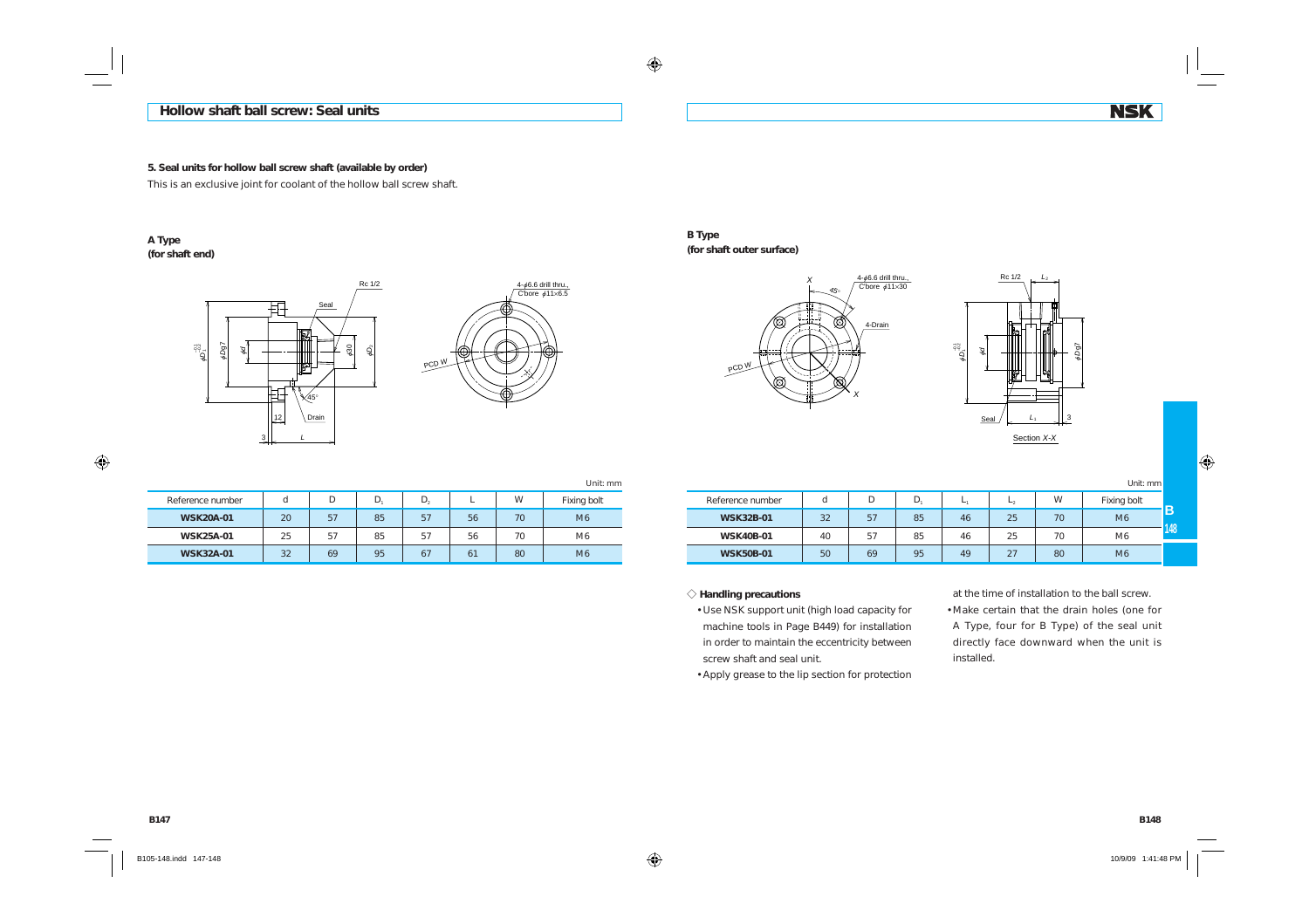## Hollow shaft ball screw: Seal units

**5. Seal units for hollow ball screw shaft (available by order)**

This is an exclusive joint for coolant of the hollow ball screw shaft.

**A Type**
**(for shaft end)**

Rc 1/2
Seal
4-ϕ6.6 drill thru.,
C'bore ϕ11×6.5
PCD W
$\phi D_1{}^{-0.1}_{-0.2}$
ϕDg7
ϕd
ϕ30
$\phi D_2$
45°
Drain
12
3
L

Unit: mm

| Reference number | d | D | $D_1$ | $D_2$ | L | W | Fixing bolt |
|---|---|---|---|---|---|---|---|
| **WSK20A-01** | 20 | 57 | 85 | 57 | 56 | 70 | M6 |
| **WSK25A-01** | 25 | 57 | 85 | 57 | 56 | 70 | M6 |
| **WSK32A-01** | 32 | 69 | 95 | 67 | 61 | 80 | M6 |

**B Type**
**(for shaft outer surface)**

X
4-ϕ6.6 drill thru.,
C'bore ϕ11×30
45°
4-Drain
PCD W
X
Rc 1/2
$L_2$
$\phi D_1{}^{-0.1}_{-0.2}$
ϕd
ϕDg7
Seal
$L_1$
3
Section X-X

Unit: mm

| Reference number | d | D | $D_1$ | $L_1$ | $L_2$ | W | Fixing bolt |
|---|---|---|---|---|---|---|---|
| **WSK32B-01** | 32 | 57 | 85 | 46 | 25 | 70 | M6 |
| **WSK40B-01** | 40 | 57 | 85 | 46 | 25 | 70 | M6 |
| **WSK50B-01** | 50 | 69 | 95 | 49 | 27 | 80 | M6 |

**◇ Handling precautions**

- Use NSK support unit (high load capacity for machine tools in Page B449) for installation in order to maintain the eccentricity between screw shaft and seal unit.
- Apply grease to the lip section for protection at the time of installation to the ball screw.
- Make certain that the drain holes (one for A Type, four for B Type) of the seal unit directly face downward when the unit is installed.